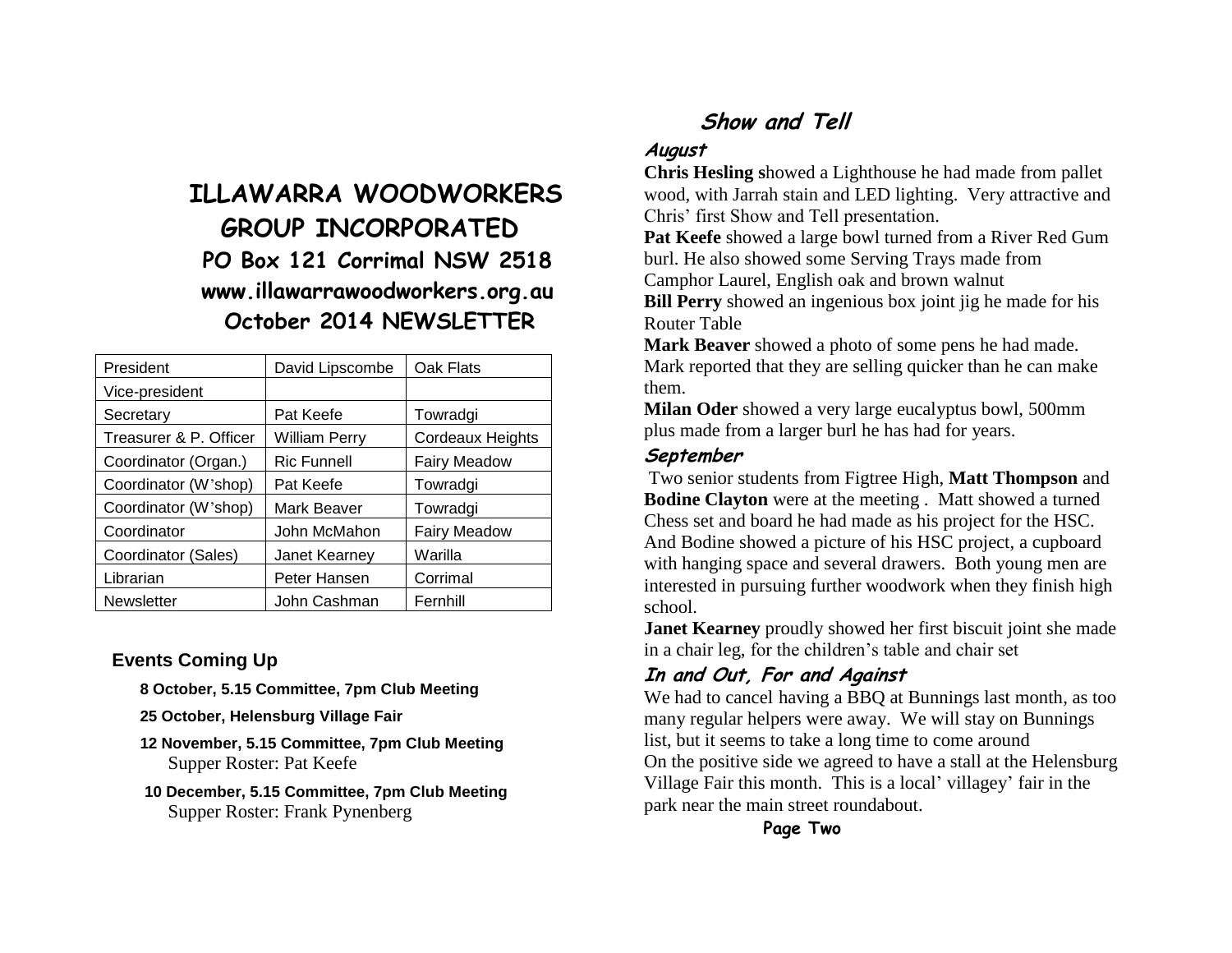# ILLAWARRA WOODWORKERS GROUP INCORPORATED

**PO Box 121 Corrimal NSW 2518**

**www.illawarrawoodworkers.org.au**

**October 2014 NEWSLETTER**

| President | David Lipscombe | Oak Flats |
|---|---|---|
| Vice-president | | |
| Secretary | Pat Keefe | Towradgi |
| Treasurer & P. Officer | William Perry | Cordeaux Heights |
| Coordinator (Organ.) | Ric Funnell | Fairy Meadow |
| Coordinator (W'shop) | Pat Keefe | Towradgi |
| Coordinator (W'shop) | Mark Beaver | Towradgi |
| Coordinator | John McMahon | Fairy Meadow |
| Coordinator (Sales) | Janet Kearney | Warilla |
| Librarian | Peter Hansen | Corrimal |
| Newsletter | John Cashman | Fernhill |

## Events Coming Up

**8 October, 5.15 Committee, 7pm Club Meeting**

**25 October, Helensburg Village Fair**

**12 November, 5.15 Committee, 7pm Club Meeting**
Supper Roster: Pat Keefe

**10 December, 5.15 Committee, 7pm Club Meeting**
Supper Roster: Frank Pynenberg

## Show and Tell

### August

**Chris Hesling s**howed a Lighthouse he had made from pallet wood, with Jarrah stain and LED lighting. Very attractive and Chris' first Show and Tell presentation.

**Pat Keefe** showed a large bowl turned from a River Red Gum burl. He also showed some Serving Trays made from Camphor Laurel, English oak and brown walnut

**Bill Perry** showed an ingenious box joint jig he made for his Router Table

**Mark Beaver** showed a photo of some pens he had made. Mark reported that they are selling quicker than he can make them.

**Milan Oder** showed a very large eucalyptus bowl, 500mm plus made from a larger burl he has had for years.

### September

Two senior students from Figtree High, **Matt Thompson** and **Bodine Clayton** were at the meeting . Matt showed a turned Chess set and board he had made as his project for the HSC. And Bodine showed a picture of his HSC project, a cupboard with hanging space and several drawers. Both young men are interested in pursuing further woodwork when they finish high school.

**Janet Kearney** proudly showed her first biscuit joint she made in a chair leg, for the children's table and chair set

### In and Out, For and Against

We had to cancel having a BBQ at Bunnings last month, as too many regular helpers were away. We will stay on Bunnings list, but it seems to take a long time to come around

On the positive side we agreed to have a stall at the Helensburg Village Fair this month. This is a local' villagey' fair in the park near the main street roundabout.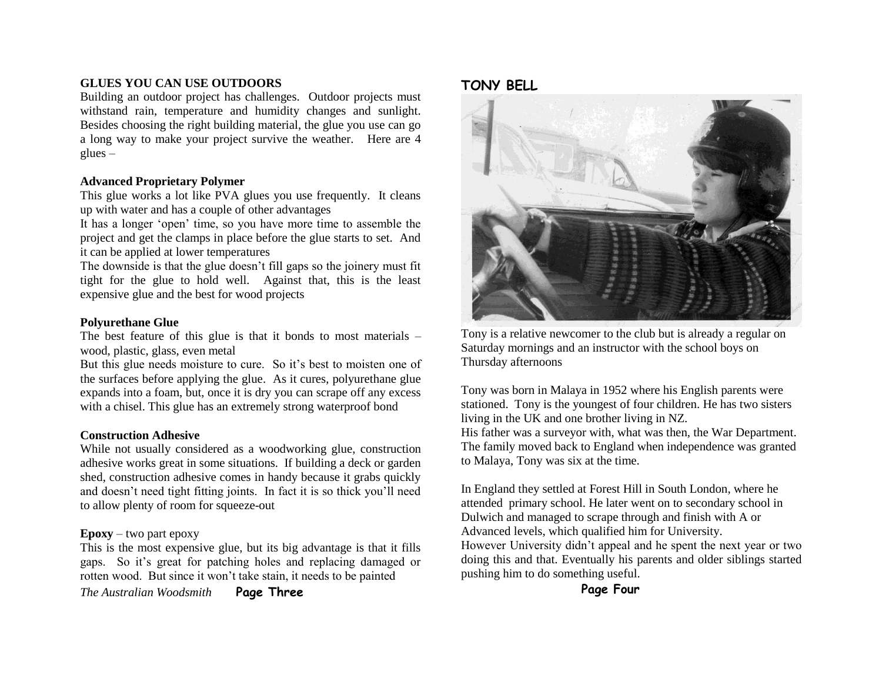## GLUES YOU CAN USE OUTDOORS

Building an outdoor project has challenges. Outdoor projects must withstand rain, temperature and humidity changes and sunlight. Besides choosing the right building material, the glue you use can go a long way to make your project survive the weather. Here are 4 glues –

### Advanced Proprietary Polymer

This glue works a lot like PVA glues you use frequently. It cleans up with water and has a couple of other advantages

It has a longer 'open' time, so you have more time to assemble the project and get the clamps in place before the glue starts to set. And it can be applied at lower temperatures

The downside is that the glue doesn't fill gaps so the joinery must fit tight for the glue to hold well. Against that, this is the least expensive glue and the best for wood projects

### Polyurethane Glue

The best feature of this glue is that it bonds to most materials – wood, plastic, glass, even metal

But this glue needs moisture to cure. So it's best to moisten one of the surfaces before applying the glue. As it cures, polyurethane glue expands into a foam, but, once it is dry you can scrape off any excess with a chisel. This glue has an extremely strong waterproof bond

### Construction Adhesive

While not usually considered as a woodworking glue, construction adhesive works great in some situations. If building a deck or garden shed, construction adhesive comes in handy because it grabs quickly and doesn't need tight fitting joints. In fact it is so thick you'll need to allow plenty of room for squeeze-out

**Epoxy** – two part epoxy

This is the most expensive glue, but its big advantage is that it fills gaps. So it's great for patching holes and replacing damaged or rotten wood. But since it won't take stain, it needs to be painted

*The Australian Woodsmith*

## TONY BELL

Tony is a relative newcomer to the club but is already a regular on Saturday mornings and an instructor with the school boys on Thursday afternoons

Tony was born in Malaya in 1952 where his English parents were stationed. Tony is the youngest of four children. He has two sisters living in the UK and one brother living in NZ.

His father was a surveyor with, what was then, the War Department. The family moved back to England when independence was granted to Malaya, Tony was six at the time.

In England they settled at Forest Hill in South London, where he attended primary school. He later went on to secondary school in Dulwich and managed to scrape through and finish with A or Advanced levels, which qualified him for University.

However University didn't appeal and he spent the next year or two doing this and that. Eventually his parents and older siblings started pushing him to do something useful.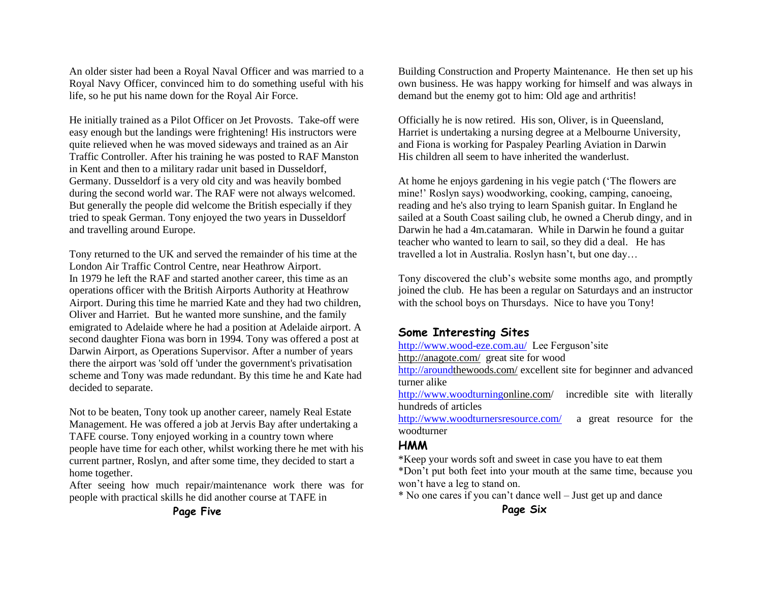An older sister had been a Royal Naval Officer and was married to a Royal Navy Officer, convinced him to do something useful with his life, so he put his name down for the Royal Air Force.

He initially trained as a Pilot Officer on Jet Provosts. Take-off were easy enough but the landings were frightening! His instructors were quite relieved when he was moved sideways and trained as an Air Traffic Controller. After his training he was posted to RAF Manston in Kent and then to a military radar unit based in Dusseldorf, Germany. Dusseldorf is a very old city and was heavily bombed during the second world war. The RAF were not always welcomed. But generally the people did welcome the British especially if they tried to speak German. Tony enjoyed the two years in Dusseldorf and travelling around Europe.

Tony returned to the UK and served the remainder of his time at the London Air Traffic Control Centre, near Heathrow Airport.
In 1979 he left the RAF and started another career, this time as an operations officer with the British Airports Authority at Heathrow Airport. During this time he married Kate and they had two children, Oliver and Harriet. But he wanted more sunshine, and the family emigrated to Adelaide where he had a position at Adelaide airport. A second daughter Fiona was born in 1994. Tony was offered a post at Darwin Airport, as Operations Supervisor. After a number of years there the airport was 'sold off 'under the government's privatisation scheme and Tony was made redundant. By this time he and Kate had decided to separate.

Not to be beaten, Tony took up another career, namely Real Estate Management. He was offered a job at Jervis Bay after undertaking a TAFE course. Tony enjoyed working in a country town where people have time for each other, whilst working there he met with his current partner, Roslyn, and after some time, they decided to start a home together.
After seeing how much repair/maintenance work there was for people with practical skills he did another course at TAFE in Building Construction and Property Maintenance. He then set up his own business. He was happy working for himself and was always in demand but the enemy got to him: Old age and arthritis!

Officially he is now retired. His son, Oliver, is in Queensland, Harriet is undertaking a nursing degree at a Melbourne University, and Fiona is working for Paspaley Pearling Aviation in Darwin
His children all seem to have inherited the wanderlust.

At home he enjoys gardening in his vegie patch ('The flowers are mine!' Roslyn says) woodworking, cooking, camping, canoeing, reading and he's also trying to learn Spanish guitar. In England he sailed at a South Coast sailing club, he owned a Cherub dingy, and in Darwin he had a 4m.catamaran. While in Darwin he found a guitar teacher who wanted to learn to sail, so they did a deal. He has travelled a lot in Australia. Roslyn hasn't, but one day…

Tony discovered the club's website some months ago, and promptly joined the club. He has been a regular on Saturdays and an instructor with the school boys on Thursdays. Nice to have you Tony!

## Some Interesting Sites

http://www.wood-eze.com.au/ Lee Ferguson'site
http://anagote.com/ great site for wood
http://aroundthewoods.com/ excellent site for beginner and advanced turner alike
http://www.woodturningonline.com/ incredible site with literally hundreds of articles
http://www.woodturnersresource.com/ a great resource for the woodturner

## HMM

*Keep your words soft and sweet in case you have to eat them
*Don't put both feet into your mouth at the same time, because you won't have a leg to stand on.
* No one cares if you can't dance well – Just get up and dance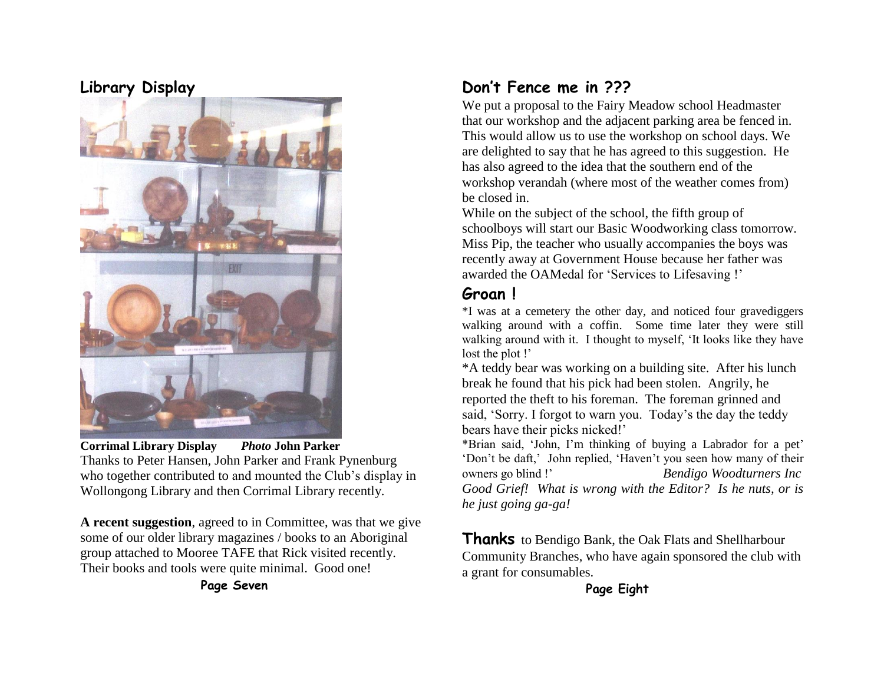## Library Display

**Corrimal Library Display** *Photo* **John Parker**

Thanks to Peter Hansen, John Parker and Frank Pynenburg who together contributed to and mounted the Club's display in Wollongong Library and then Corrimal Library recently.

**A recent suggestion**, agreed to in Committee, was that we give some of our older library magazines / books to an Aboriginal group attached to Mooree TAFE that Rick visited recently. Their books and tools were quite minimal. Good one!

## Don't Fence me in ???

We put a proposal to the Fairy Meadow school Headmaster that our workshop and the adjacent parking area be fenced in. This would allow us to use the workshop on school days. We are delighted to say that he has agreed to this suggestion. He has also agreed to the idea that the southern end of the workshop verandah (where most of the weather comes from) be closed in.

While on the subject of the school, the fifth group of schoolboys will start our Basic Woodworking class tomorrow. Miss Pip, the teacher who usually accompanies the boys was recently away at Government House because her father was awarded the OAMedal for 'Services to Lifesaving !'

## Groan !

*I was at a cemetery the other day, and noticed four gravediggers walking around with a coffin. Some time later they were still walking around with it. I thought to myself, 'It looks like they have lost the plot !'

*A teddy bear was working on a building site. After his lunch break he found that his pick had been stolen. Angrily, he reported the theft to his foreman. The foreman grinned and said, 'Sorry. I forgot to warn you. Today's the day the teddy bears have their picks nicked!'

*Brian said, 'John, I'm thinking of buying a Labrador for a pet' 'Don't be daft,' John replied, 'Haven't you seen how many of their owners go blind !' *Bendigo Woodturners Inc*

*Good Grief! What is wrong with the Editor? Is he nuts, or is he just going ga-ga!*

**Thanks** to Bendigo Bank, the Oak Flats and Shellharbour Community Branches, who have again sponsored the club with a grant for consumables.